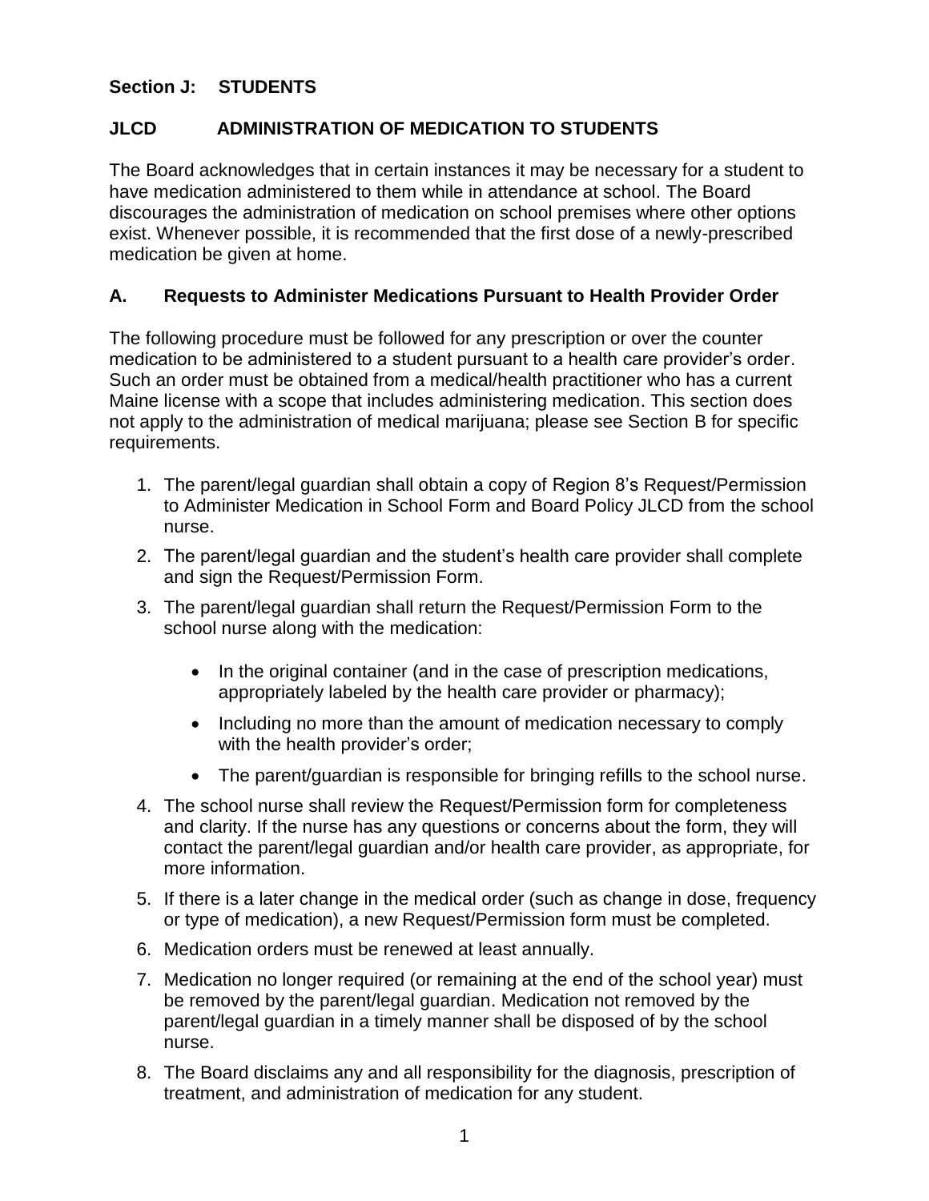**Section J: STUDENTS**

## JLCD ADMINISTRATION OF MEDICATION TO STUDENTS

The Board acknowledges that in certain instances it may be necessary for a student to have medication administered to them while in attendance at school. The Board discourages the administration of medication on school premises where other options exist. Whenever possible, it is recommended that the first dose of a newly-prescribed medication be given at home.

### A. Requests to Administer Medications Pursuant to Health Provider Order

The following procedure must be followed for any prescription or over the counter medication to be administered to a student pursuant to a health care provider's order. Such an order must be obtained from a medical/health practitioner who has a current Maine license with a scope that includes administering medication. This section does not apply to the administration of medical marijuana; please see Section B for specific requirements.

1. The parent/legal guardian shall obtain a copy of Region 8's Request/Permission to Administer Medication in School Form and Board Policy JLCD from the school nurse.
2. The parent/legal guardian and the student's health care provider shall complete and sign the Request/Permission Form.
3. The parent/legal guardian shall return the Request/Permission Form to the school nurse along with the medication:
   - In the original container (and in the case of prescription medications, appropriately labeled by the health care provider or pharmacy);
   - Including no more than the amount of medication necessary to comply with the health provider's order;
   - The parent/guardian is responsible for bringing refills to the school nurse.
4. The school nurse shall review the Request/Permission form for completeness and clarity. If the nurse has any questions or concerns about the form, they will contact the parent/legal guardian and/or health care provider, as appropriate, for more information.
5. If there is a later change in the medical order (such as change in dose, frequency or type of medication), a new Request/Permission form must be completed.
6. Medication orders must be renewed at least annually.
7. Medication no longer required (or remaining at the end of the school year) must be removed by the parent/legal guardian. Medication not removed by the parent/legal guardian in a timely manner shall be disposed of by the school nurse.
8. The Board disclaims any and all responsibility for the diagnosis, prescription of treatment, and administration of medication for any student.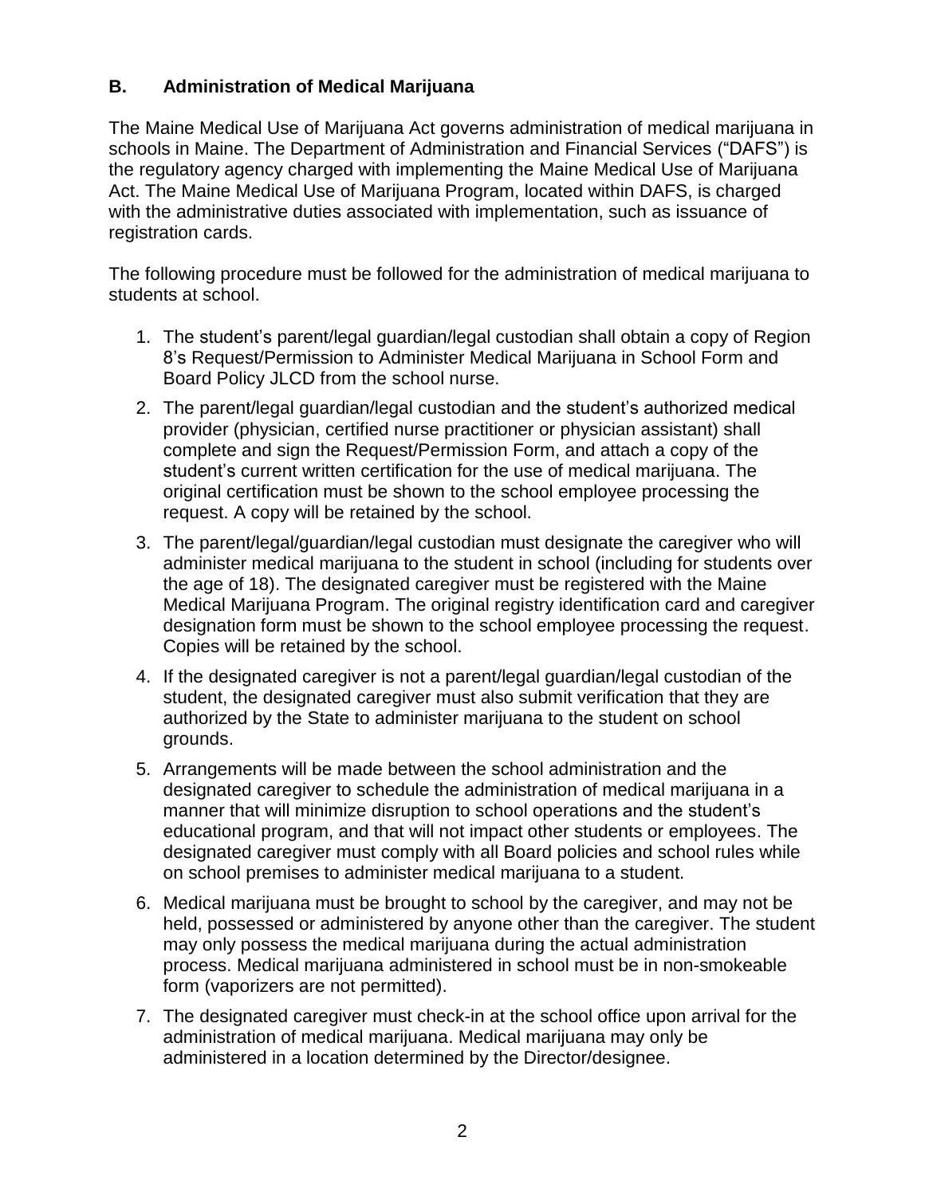### B. Administration of Medical Marijuana

The Maine Medical Use of Marijuana Act governs administration of medical marijuana in schools in Maine. The Department of Administration and Financial Services ("DAFS") is the regulatory agency charged with implementing the Maine Medical Use of Marijuana Act. The Maine Medical Use of Marijuana Program, located within DAFS, is charged with the administrative duties associated with implementation, such as issuance of registration cards.

The following procedure must be followed for the administration of medical marijuana to students at school.

1. The student's parent/legal guardian/legal custodian shall obtain a copy of Region 8's Request/Permission to Administer Medical Marijuana in School Form and Board Policy JLCD from the school nurse.
2. The parent/legal guardian/legal custodian and the student's authorized medical provider (physician, certified nurse practitioner or physician assistant) shall complete and sign the Request/Permission Form, and attach a copy of the student's current written certification for the use of medical marijuana. The original certification must be shown to the school employee processing the request. A copy will be retained by the school.
3. The parent/legal/guardian/legal custodian must designate the caregiver who will administer medical marijuana to the student in school (including for students over the age of 18). The designated caregiver must be registered with the Maine Medical Marijuana Program. The original registry identification card and caregiver designation form must be shown to the school employee processing the request. Copies will be retained by the school.
4. If the designated caregiver is not a parent/legal guardian/legal custodian of the student, the designated caregiver must also submit verification that they are authorized by the State to administer marijuana to the student on school grounds.
5. Arrangements will be made between the school administration and the designated caregiver to schedule the administration of medical marijuana in a manner that will minimize disruption to school operations and the student's educational program, and that will not impact other students or employees. The designated caregiver must comply with all Board policies and school rules while on school premises to administer medical marijuana to a student.
6. Medical marijuana must be brought to school by the caregiver, and may not be held, possessed or administered by anyone other than the caregiver. The student may only possess the medical marijuana during the actual administration process. Medical marijuana administered in school must be in non-smokeable form (vaporizers are not permitted).
7. The designated caregiver must check-in at the school office upon arrival for the administration of medical marijuana. Medical marijuana may only be administered in a location determined by the Director/designee.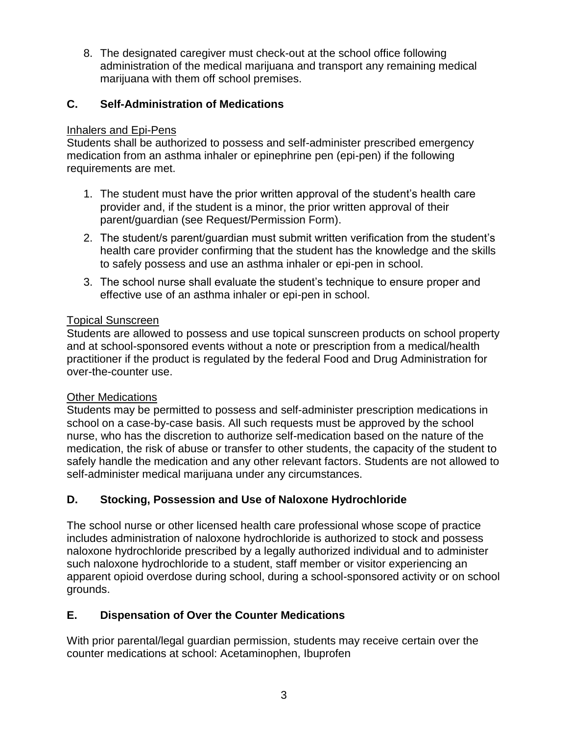8. The designated caregiver must check-out at the school office following administration of the medical marijuana and transport any remaining medical marijuana with them off school premises.

## C. Self-Administration of Medications

Inhalers and Epi-Pens

Students shall be authorized to possess and self-administer prescribed emergency medication from an asthma inhaler or epinephrine pen (epi-pen) if the following requirements are met.

1. The student must have the prior written approval of the student's health care provider and, if the student is a minor, the prior written approval of their parent/guardian (see Request/Permission Form).
2. The student/s parent/guardian must submit written verification from the student's health care provider confirming that the student has the knowledge and the skills to safely possess and use an asthma inhaler or epi-pen in school.
3. The school nurse shall evaluate the student's technique to ensure proper and effective use of an asthma inhaler or epi-pen in school.

Topical Sunscreen

Students are allowed to possess and use topical sunscreen products on school property and at school-sponsored events without a note or prescription from a medical/health practitioner if the product is regulated by the federal Food and Drug Administration for over-the-counter use.

Other Medications

Students may be permitted to possess and self-administer prescription medications in school on a case-by-case basis. All such requests must be approved by the school nurse, who has the discretion to authorize self-medication based on the nature of the medication, the risk of abuse or transfer to other students, the capacity of the student to safely handle the medication and any other relevant factors. Students are not allowed to self-administer medical marijuana under any circumstances.

## D. Stocking, Possession and Use of Naloxone Hydrochloride

The school nurse or other licensed health care professional whose scope of practice includes administration of naloxone hydrochloride is authorized to stock and possess naloxone hydrochloride prescribed by a legally authorized individual and to administer such naloxone hydrochloride to a student, staff member or visitor experiencing an apparent opioid overdose during school, during a school-sponsored activity or on school grounds.

## E. Dispensation of Over the Counter Medications

With prior parental/legal guardian permission, students may receive certain over the counter medications at school: Acetaminophen, Ibuprofen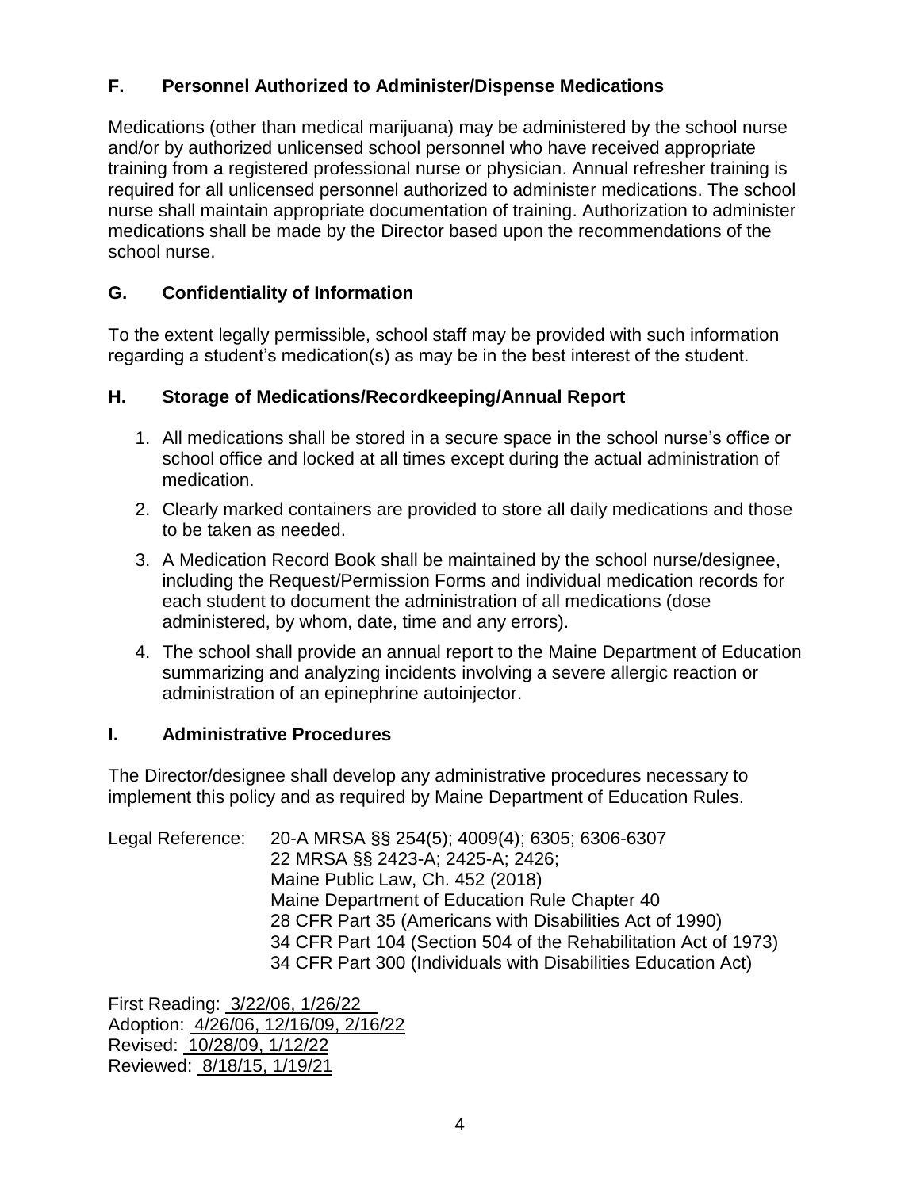## F. Personnel Authorized to Administer/Dispense Medications

Medications (other than medical marijuana) may be administered by the school nurse and/or by authorized unlicensed school personnel who have received appropriate training from a registered professional nurse or physician. Annual refresher training is required for all unlicensed personnel authorized to administer medications. The school nurse shall maintain appropriate documentation of training. Authorization to administer medications shall be made by the Director based upon the recommendations of the school nurse.

## G. Confidentiality of Information

To the extent legally permissible, school staff may be provided with such information regarding a student's medication(s) as may be in the best interest of the student.

## H. Storage of Medications/Recordkeeping/Annual Report

1. All medications shall be stored in a secure space in the school nurse's office or school office and locked at all times except during the actual administration of medication.
2. Clearly marked containers are provided to store all daily medications and those to be taken as needed.
3. A Medication Record Book shall be maintained by the school nurse/designee, including the Request/Permission Forms and individual medication records for each student to document the administration of all medications (dose administered, by whom, date, time and any errors).
4. The school shall provide an annual report to the Maine Department of Education summarizing and analyzing incidents involving a severe allergic reaction or administration of an epinephrine autoinjector.

## I. Administrative Procedures

The Director/designee shall develop any administrative procedures necessary to implement this policy and as required by Maine Department of Education Rules.

Legal Reference: 20-A MRSA §§ 254(5); 4009(4); 6305; 6306-6307
22 MRSA §§ 2423-A; 2425-A; 2426;
Maine Public Law, Ch. 452 (2018)
Maine Department of Education Rule Chapter 40
28 CFR Part 35 (Americans with Disabilities Act of 1990)
34 CFR Part 104 (Section 504 of the Rehabilitation Act of 1973)
34 CFR Part 300 (Individuals with Disabilities Education Act)

First Reading: 3/22/06, 1/26/22
Adoption: 4/26/06, 12/16/09, 2/16/22
Revised: 10/28/09, 1/12/22
Reviewed: 8/18/15, 1/19/21